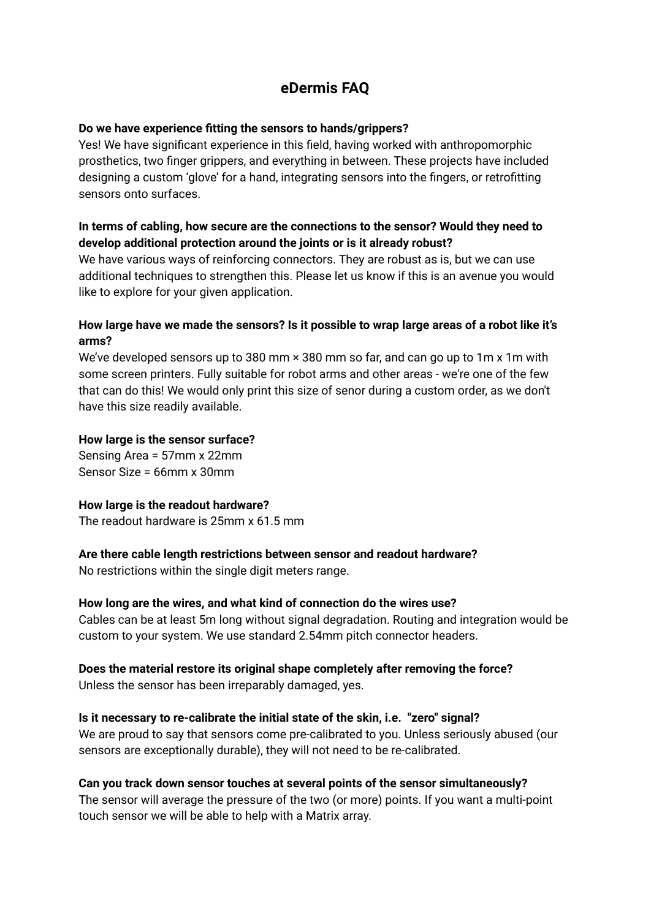# eDermis FAQ

**Do we have experience fitting the sensors to hands/grippers?**
Yes! We have significant experience in this field, having worked with anthropomorphic prosthetics, two finger grippers, and everything in between. These projects have included designing a custom 'glove' for a hand, integrating sensors into the fingers, or retrofitting sensors onto surfaces.

**In terms of cabling, how secure are the connections to the sensor? Would they need to develop additional protection around the joints or is it already robust?**
We have various ways of reinforcing connectors. They are robust as is, but we can use additional techniques to strengthen this. Please let us know if this is an avenue you would like to explore for your given application.

**How large have we made the sensors? Is it possible to wrap large areas of a robot like it's arms?**
We've developed sensors up to 380 mm × 380 mm so far, and can go up to 1m x 1m with some screen printers. Fully suitable for robot arms and other areas - we're one of the few that can do this! We would only print this size of senor during a custom order, as we don't have this size readily available.

**How large is the sensor surface?**
Sensing Area = 57mm x 22mm
Sensor Size = 66mm x 30mm

**How large is the readout hardware?**
The readout hardware is 25mm x 61.5 mm

**Are there cable length restrictions between sensor and readout hardware?**
No restrictions within the single digit meters range.

**How long are the wires, and what kind of connection do the wires use?**
Cables can be at least 5m long without signal degradation. Routing and integration would be custom to your system. We use standard 2.54mm pitch connector headers.

**Does the material restore its original shape completely after removing the force?**
Unless the sensor has been irreparably damaged, yes.

**Is it necessary to re-calibrate the initial state of the skin, i.e. "zero" signal?**
We are proud to say that sensors come pre-calibrated to you. Unless seriously abused (our sensors are exceptionally durable), they will not need to be re-calibrated.

**Can you track down sensor touches at several points of the sensor simultaneously?**
The sensor will average the pressure of the two (or more) points. If you want a multi-point touch sensor we will be able to help with a Matrix array.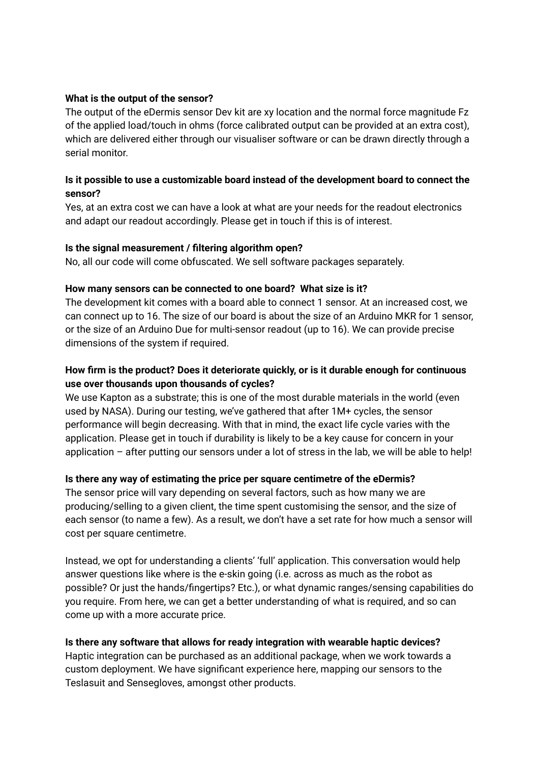**What is the output of the sensor?**

The output of the eDermis sensor Dev kit are xy location and the normal force magnitude Fz of the applied load/touch in ohms (force calibrated output can be provided at an extra cost), which are delivered either through our visualiser software or can be drawn directly through a serial monitor.

**Is it possible to use a customizable board instead of the development board to connect the sensor?**

Yes, at an extra cost we can have a look at what are your needs for the readout electronics and adapt our readout accordingly. Please get in touch if this is of interest.

**Is the signal measurement / filtering algorithm open?**

No, all our code will come obfuscated. We sell software packages separately.

**How many sensors can be connected to one board? What size is it?**

The development kit comes with a board able to connect 1 sensor. At an increased cost, we can connect up to 16. The size of our board is about the size of an Arduino MKR for 1 sensor, or the size of an Arduino Due for multi-sensor readout (up to 16). We can provide precise dimensions of the system if required.

**How firm is the product? Does it deteriorate quickly, or is it durable enough for continuous use over thousands upon thousands of cycles?**

We use Kapton as a substrate; this is one of the most durable materials in the world (even used by NASA). During our testing, we've gathered that after 1M+ cycles, the sensor performance will begin decreasing. With that in mind, the exact life cycle varies with the application. Please get in touch if durability is likely to be a key cause for concern in your application – after putting our sensors under a lot of stress in the lab, we will be able to help!

**Is there any way of estimating the price per square centimetre of the eDermis?**

The sensor price will vary depending on several factors, such as how many we are producing/selling to a given client, the time spent customising the sensor, and the size of each sensor (to name a few). As a result, we don't have a set rate for how much a sensor will cost per square centimetre.

Instead, we opt for understanding a clients' 'full' application. This conversation would help answer questions like where is the e-skin going (i.e. across as much as the robot as possible? Or just the hands/fingertips? Etc.), or what dynamic ranges/sensing capabilities do you require. From here, we can get a better understanding of what is required, and so can come up with a more accurate price.

**Is there any software that allows for ready integration with wearable haptic devices?**

Haptic integration can be purchased as an additional package, when we work towards a custom deployment. We have significant experience here, mapping our sensors to the Teslasuit and Sensegloves, amongst other products.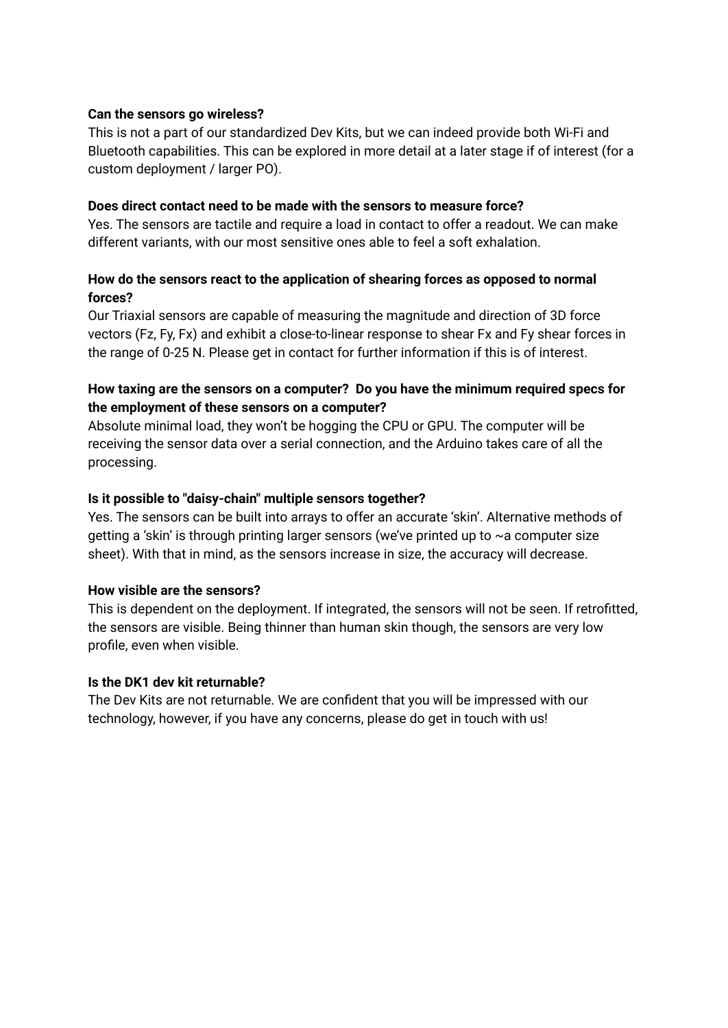**Can the sensors go wireless?**

This is not a part of our standardized Dev Kits, but we can indeed provide both Wi-Fi and Bluetooth capabilities. This can be explored in more detail at a later stage if of interest (for a custom deployment / larger PO).

**Does direct contact need to be made with the sensors to measure force?**

Yes. The sensors are tactile and require a load in contact to offer a readout. We can make different variants, with our most sensitive ones able to feel a soft exhalation.

**How do the sensors react to the application of shearing forces as opposed to normal forces?**

Our Triaxial sensors are capable of measuring the magnitude and direction of 3D force vectors (Fz, Fy, Fx) and exhibit a close-to-linear response to shear Fx and Fy shear forces in the range of 0-25 N. Please get in contact for further information if this is of interest.

**How taxing are the sensors on a computer? Do you have the minimum required specs for the employment of these sensors on a computer?**

Absolute minimal load, they won't be hogging the CPU or GPU. The computer will be receiving the sensor data over a serial connection, and the Arduino takes care of all the processing.

**Is it possible to "daisy-chain" multiple sensors together?**

Yes. The sensors can be built into arrays to offer an accurate 'skin'. Alternative methods of getting a 'skin' is through printing larger sensors (we've printed up to ~a computer size sheet). With that in mind, as the sensors increase in size, the accuracy will decrease.

**How visible are the sensors?**

This is dependent on the deployment. If integrated, the sensors will not be seen. If retrofitted, the sensors are visible. Being thinner than human skin though, the sensors are very low profile, even when visible.

**Is the DK1 dev kit returnable?**

The Dev Kits are not returnable. We are confident that you will be impressed with our technology, however, if you have any concerns, please do get in touch with us!